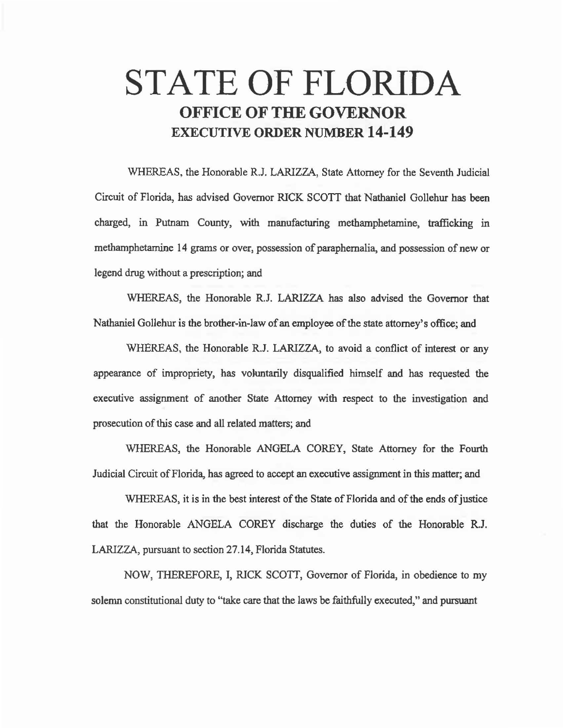# STATE OF FLORIDA

## OFFICE OF THE GOVERNOR

## EXECUTIVE ORDER NUMBER 14-149

WHEREAS, the Honorable R.J. LARIZZA, State Attorney for the Seventh Judicial Circuit of Florida, has advised Governor RICK SCOTT that Nathaniel Gollehur has been charged, in Putnam County, with manufacturing methamphetamine, trafficking in methamphetamine 14 grams or over, possession of paraphernalia, and possession of new or legend drug without a prescription; and

WHEREAS, the Honorable R.J. LARIZZA has also advised the Governor that Nathaniel Gollehur is the brother-in-law of an employee of the state attorney's office; and

WHEREAS, the Honorable R.J. LARIZZA, to avoid a conflict of interest or any appearance of impropriety, has voluntarily disqualified himself and has requested the executive assignment of another State Attorney with respect to the investigation and prosecution of this case and all related matters; and

WHEREAS, the Honorable ANGELA COREY, State Attorney for the Fourth Judicial Circuit of Florida, has agreed to accept an executive assignment in this matter; and

WHEREAS, it is in the best interest of the State of Florida and of the ends of justice that the Honorable ANGELA COREY discharge the duties of the Honorable R.J. LARIZZA, pursuant to section 27.14, Florida Statutes.

NOW, THEREFORE, I, RICK SCOTT, Governor of Florida, in obedience to my solemn constitutional duty to "take care that the laws be faithfully executed," and pursuant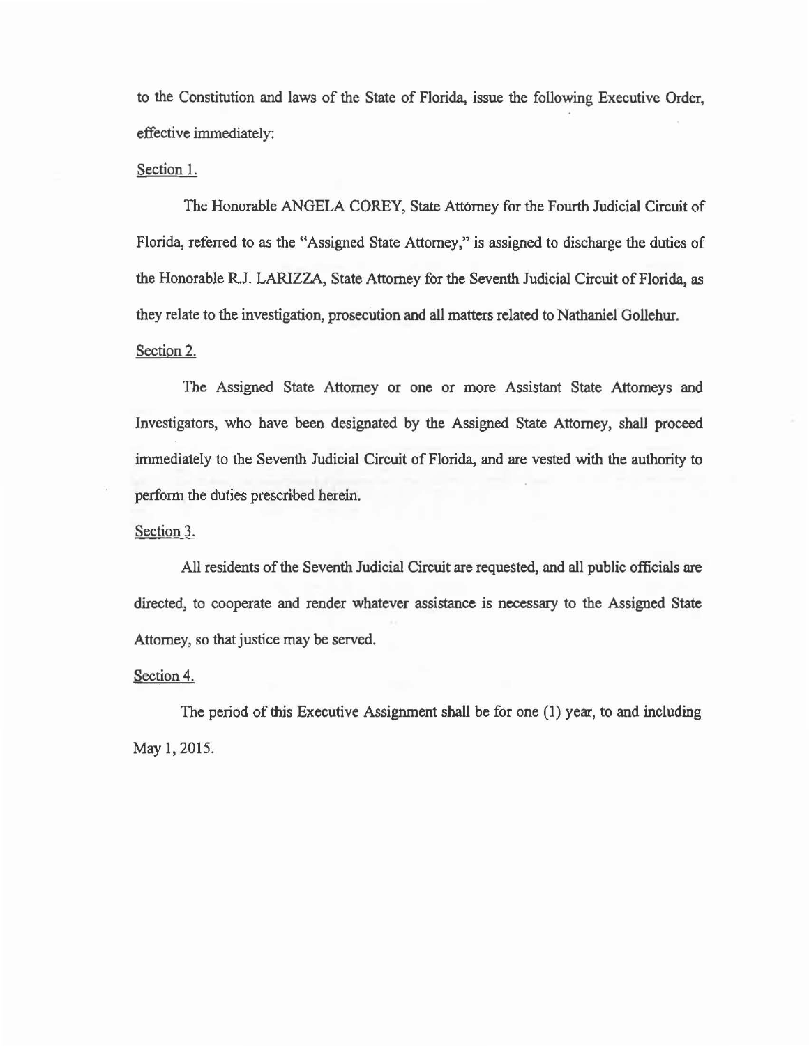to the Constitution and laws of the State of Florida, issue the following Executive Order, effective immediately:

Section 1.

The Honorable ANGELA COREY, State Attorney for the Fourth Judicial Circuit of Florida, referred to as the "Assigned State Attorney," is assigned to discharge the duties of the Honorable R.J. LARIZZA, State Attorney for the Seventh Judicial Circuit of Florida, as they relate to the investigation, prosecution and all matters related to Nathaniel Gollehur.

Section 2.

The Assigned State Attorney or one or more Assistant State Attorneys and Investigators, who have been designated by the Assigned State Attorney, shall proceed immediately to the Seventh Judicial Circuit of Florida, and are vested with the authority to perform the duties prescribed herein.

Section 3.

All residents of the Seventh Judicial Circuit are requested, and all public officials are directed, to cooperate and render whatever assistance is necessary to the Assigned State Attorney, so that justice may be served.

Section 4.

The period of this Executive Assignment shall be for one (1) year, to and including May 1, 2015.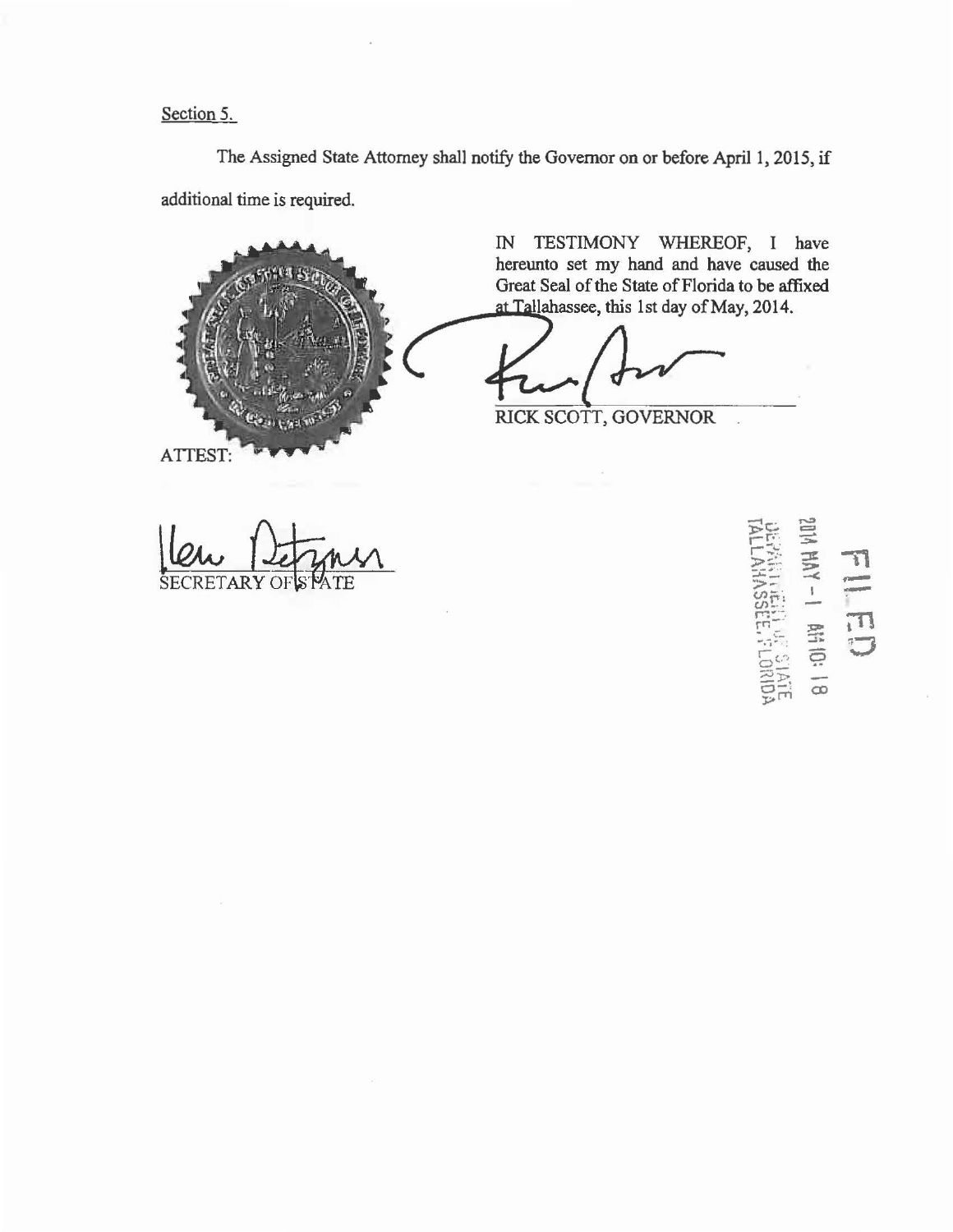Section 5.

The Assigned State Attorney shall notify the Governor on or before April 1, 2015, if additional time is required.

IN TESTIMONY WHEREOF, I have hereunto set my hand and have caused the Great Seal of the State of Florida to be affixed at Tallahassee, this 1st day of May, 2014.

RICK SCOTT, GOVERNOR

ATTEST:

SECRETARY OF STATE

FILED

2014 MAY -1 AM 10:18

DEPARTMENT OF STATE
TALLAHASSEE, FLORIDA